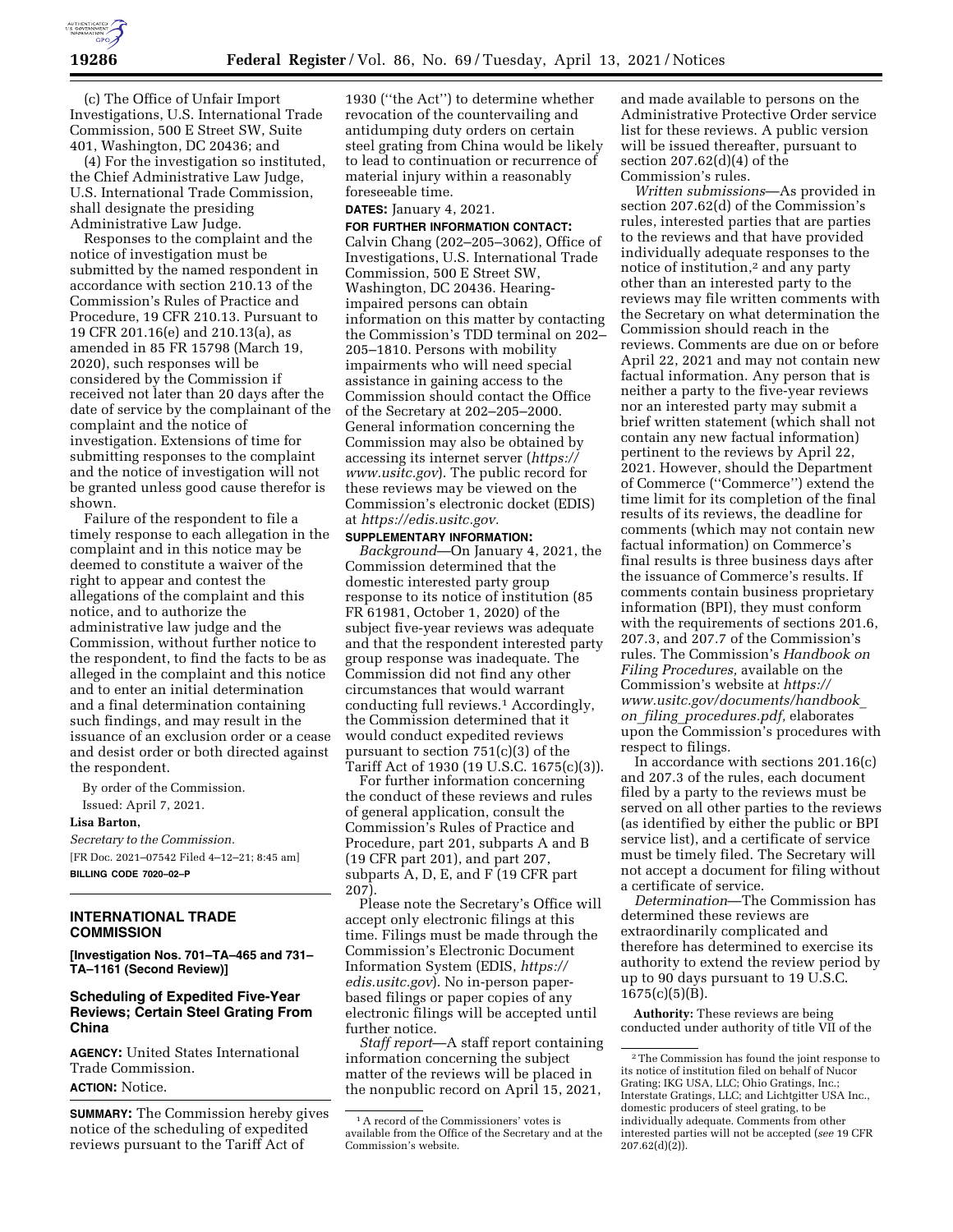(c) The Office of Unfair Import Investigations, U.S. International Trade Commission, 500 E Street SW, Suite 401, Washington, DC 20436; and

(4) For the investigation so instituted, the Chief Administrative Law Judge, U.S. International Trade Commission, shall designate the presiding Administrative Law Judge.

Responses to the complaint and the notice of investigation must be submitted by the named respondent in accordance with section 210.13 of the Commission's Rules of Practice and Procedure, 19 CFR 210.13. Pursuant to 19 CFR 201.16(e) and 210.13(a), as amended in 85 FR 15798 (March 19, 2020), such responses will be considered by the Commission if received not later than 20 days after the date of service by the complainant of the complaint and the notice of investigation. Extensions of time for submitting responses to the complaint and the notice of investigation will not be granted unless good cause therefor is shown.

Failure of the respondent to file a timely response to each allegation in the complaint and in this notice may be deemed to constitute a waiver of the right to appear and contest the allegations of the complaint and this notice, and to authorize the administrative law judge and the Commission, without further notice to the respondent, to find the facts to be as alleged in the complaint and this notice and to enter an initial determination and a final determination containing such findings, and may result in the issuance of an exclusion order or a cease and desist order or both directed against the respondent.

By order of the Commission.

Issued: April 7, 2021.

**Lisa Barton,**

*Secretary to the Commission.*

[FR Doc. 2021–07542 Filed 4–12–21; 8:45 am]

**BILLING CODE 7020–02–P**

## INTERNATIONAL TRADE COMMISSION

**[Investigation Nos. 701–TA–465 and 731–TA–1161 (Second Review)]**

### Scheduling of Expedited Five-Year Reviews; Certain Steel Grating From China

**AGENCY:** United States International Trade Commission.

**ACTION:** Notice.

**SUMMARY:** The Commission hereby gives notice of the scheduling of expedited reviews pursuant to the Tariff Act of 1930 (''the Act'') to determine whether revocation of the countervailing and antidumping duty orders on certain steel grating from China would be likely to lead to continuation or recurrence of material injury within a reasonably foreseeable time.

**DATES:** January 4, 2021.

**FOR FURTHER INFORMATION CONTACT:** Calvin Chang (202–205–3062), Office of Investigations, U.S. International Trade Commission, 500 E Street SW, Washington, DC 20436. Hearing-impaired persons can obtain information on this matter by contacting the Commission's TDD terminal on 202–205–1810. Persons with mobility impairments who will need special assistance in gaining access to the Commission should contact the Office of the Secretary at 202–205–2000. General information concerning the Commission may also be obtained by accessing its internet server (*https://www.usitc.gov*). The public record for these reviews may be viewed on the Commission's electronic docket (EDIS) at *https://edis.usitc.gov.*

**SUPPLEMENTARY INFORMATION:**

*Background*—On January 4, 2021, the Commission determined that the domestic interested party group response to its notice of institution (85 FR 61981, October 1, 2020) of the subject five-year reviews was adequate and that the respondent interested party group response was inadequate. The Commission did not find any other circumstances that would warrant conducting full reviews.[1] Accordingly, the Commission determined that it would conduct expedited reviews pursuant to section 751(c)(3) of the Tariff Act of 1930 (19 U.S.C. 1675(c)(3)).

For further information concerning the conduct of these reviews and rules of general application, consult the Commission's Rules of Practice and Procedure, part 201, subparts A and B (19 CFR part 201), and part 207, subparts A, D, E, and F (19 CFR part 207).

Please note the Secretary's Office will accept only electronic filings at this time. Filings must be made through the Commission's Electronic Document Information System (EDIS, *https://edis.usitc.gov*). No in-person paper-based filings or paper copies of any electronic filings will be accepted until further notice.

*Staff report*—A staff report containing information concerning the subject matter of the reviews will be placed in the nonpublic record on April 15, 2021, and made available to persons on the Administrative Protective Order service list for these reviews. A public version will be issued thereafter, pursuant to section 207.62(d)(4) of the Commission's rules.

*Written submissions*—As provided in section 207.62(d) of the Commission's rules, interested parties that are parties to the reviews and that have provided individually adequate responses to the notice of institution,[2] and any party other than an interested party to the reviews may file written comments with the Secretary on what determination the Commission should reach in the reviews. Comments are due on or before April 22, 2021 and may not contain new factual information. Any person that is neither a party to the five-year reviews nor an interested party may submit a brief written statement (which shall not contain any new factual information) pertinent to the reviews by April 22, 2021. However, should the Department of Commerce (''Commerce'') extend the time limit for its completion of the final results of its reviews, the deadline for comments (which may not contain new factual information) on Commerce's final results is three business days after the issuance of Commerce's results. If comments contain business proprietary information (BPI), they must conform with the requirements of sections 201.6, 207.3, and 207.7 of the Commission's rules. The Commission's *Handbook on Filing Procedures,* available on the Commission's website at *https://www.usitc.gov/documents/handbook_on_filing_procedures.pdf,* elaborates upon the Commission's procedures with respect to filings.

In accordance with sections 201.16(c) and 207.3 of the rules, each document filed by a party to the reviews must be served on all other parties to the reviews (as identified by either the public or BPI service list), and a certificate of service must be timely filed. The Secretary will not accept a document for filing without a certificate of service.

*Determination*—The Commission has determined these reviews are extraordinarily complicated and therefore has determined to exercise its authority to extend the review period by up to 90 days pursuant to 19 U.S.C. 1675(c)(5)(B).

**Authority:** These reviews are being conducted under authority of title VII of the

---

[1] A record of the Commissioners' votes is available from the Office of the Secretary and at the Commission's website.

[2] The Commission has found the joint response to its notice of institution filed on behalf of Nucor Grating; IKG USA, LLC; Ohio Gratings, Inc.; Interstate Gratings, LLC; and Lichtgitter USA Inc., domestic producers of steel grating, to be individually adequate. Comments from other interested parties will not be accepted (*see* 19 CFR 207.62(d)(2)).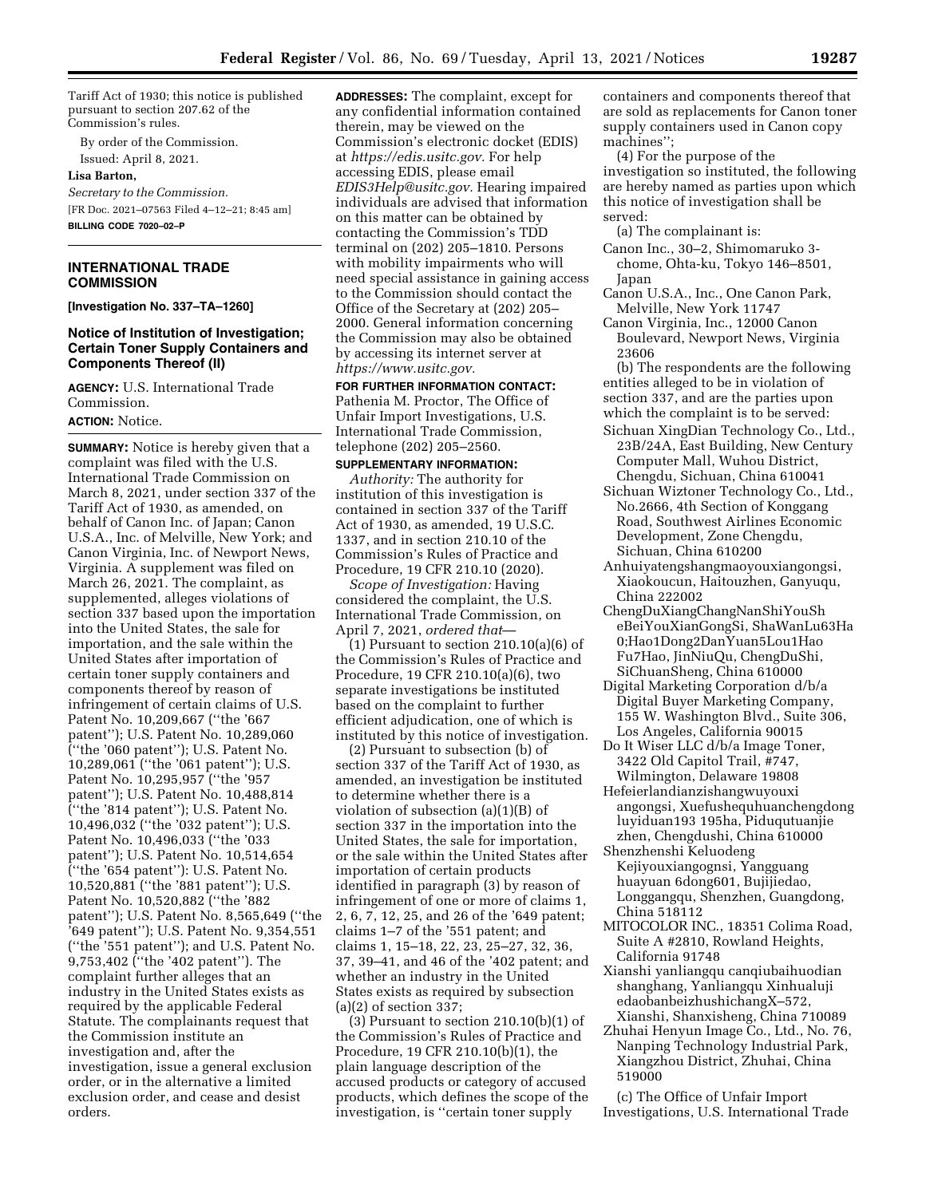Tariff Act of 1930; this notice is published pursuant to section 207.62 of the Commission's rules.

By order of the Commission.

Issued: April 8, 2021.

**Lisa Barton,**

*Secretary to the Commission.*

[FR Doc. 2021–07563 Filed 4–12–21; 8:45 am]

**BILLING CODE 7020–02–P**

---

## INTERNATIONAL TRADE COMMISSION

**[Investigation No. 337–TA–1260]**

### Notice of Institution of Investigation; Certain Toner Supply Containers and Components Thereof (II)

**AGENCY:** U.S. International Trade Commission.

**ACTION:** Notice.

**SUMMARY:** Notice is hereby given that a complaint was filed with the U.S. International Trade Commission on March 8, 2021, under section 337 of the Tariff Act of 1930, as amended, on behalf of Canon Inc. of Japan; Canon U.S.A., Inc. of Melville, New York; and Canon Virginia, Inc. of Newport News, Virginia. A supplement was filed on March 26, 2021. The complaint, as supplemented, alleges violations of section 337 based upon the importation into the United States, the sale for importation, and the sale within the United States after importation of certain toner supply containers and components thereof by reason of infringement of certain claims of U.S. Patent No. 10,209,667 (''the '667 patent''); U.S. Patent No. 10,289,060 (''the '060 patent''); U.S. Patent No. 10,289,061 (''the '061 patent''); U.S. Patent No. 10,295,957 (''the '957 patent''); U.S. Patent No. 10,488,814 (''the '814 patent''); U.S. Patent No. 10,496,032 (''the '032 patent''); U.S. Patent No. 10,496,033 (''the '033 patent''); U.S. Patent No. 10,514,654 (''the '654 patent''): U.S. Patent No. 10,520,881 (''the '881 patent''); U.S. Patent No. 10,520,882 (''the '882 patent''); U.S. Patent No. 8,565,649 (''the '649 patent''); U.S. Patent No. 9,354,551 (''the '551 patent''); and U.S. Patent No. 9,753,402 (''the '402 patent''). The complaint further alleges that an industry in the United States exists as required by the applicable Federal Statute. The complainants request that the Commission institute an investigation and, after the investigation, issue a general exclusion order, or in the alternative a limited exclusion order, and cease and desist orders.

**ADDRESSES:** The complaint, except for any confidential information contained therein, may be viewed on the Commission's electronic docket (EDIS) at *https://edis.usitc.gov.* For help accessing EDIS, please email *EDIS3Help@usitc.gov.* Hearing impaired individuals are advised that information on this matter can be obtained by contacting the Commission's TDD terminal on (202) 205–1810. Persons with mobility impairments who will need special assistance in gaining access to the Commission should contact the Office of the Secretary at (202) 205–2000. General information concerning the Commission may also be obtained by accessing its internet server at *https://www.usitc.gov.*

**FOR FURTHER INFORMATION CONTACT:** Pathenia M. Proctor, The Office of Unfair Import Investigations, U.S. International Trade Commission, telephone (202) 205–2560.

**SUPPLEMENTARY INFORMATION:**

*Authority:* The authority for institution of this investigation is contained in section 337 of the Tariff Act of 1930, as amended, 19 U.S.C. 1337, and in section 210.10 of the Commission's Rules of Practice and Procedure, 19 CFR 210.10 (2020).

*Scope of Investigation:* Having considered the complaint, the U.S. International Trade Commission, on April 7, 2021, *ordered that*—

(1) Pursuant to section 210.10(a)(6) of the Commission's Rules of Practice and Procedure, 19 CFR 210.10(a)(6), two separate investigations be instituted based on the complaint to further efficient adjudication, one of which is instituted by this notice of investigation.

(2) Pursuant to subsection (b) of section 337 of the Tariff Act of 1930, as amended, an investigation be instituted to determine whether there is a violation of subsection (a)(1)(B) of section 337 in the importation into the United States, the sale for importation, or the sale within the United States after importation of certain products identified in paragraph (3) by reason of infringement of one or more of claims 1, 2, 6, 7, 12, 25, and 26 of the '649 patent; claims 1–7 of the '551 patent; and claims 1, 15–18, 22, 23, 25–27, 32, 36, 37, 39–41, and 46 of the '402 patent; and whether an industry in the United States exists as required by subsection (a)(2) of section 337;

(3) Pursuant to section 210.10(b)(1) of the Commission's Rules of Practice and Procedure, 19 CFR 210.10(b)(1), the plain language description of the accused products or category of accused products, which defines the scope of the investigation, is ''certain toner supply containers and components thereof that are sold as replacements for Canon toner supply containers used in Canon copy machines'';

(4) For the purpose of the investigation so instituted, the following are hereby named as parties upon which this notice of investigation shall be served:

(a) The complainant is:

Canon Inc., 30–2, Shimomaruko 3-chome, Ohta-ku, Tokyo 146–8501, Japan

Canon U.S.A., Inc., One Canon Park, Melville, New York 11747

Canon Virginia, Inc., 12000 Canon Boulevard, Newport News, Virginia 23606

(b) The respondents are the following entities alleged to be in violation of section 337, and are the parties upon which the complaint is to be served:

Sichuan XingDian Technology Co., Ltd., 23B/24A, East Building, New Century Computer Mall, Wuhou District, Chengdu, Sichuan, China 610041

Sichuan Wiztoner Technology Co., Ltd., No.2666, 4th Section of Konggang Road, Southwest Airlines Economic Development, Zone Chengdu, Sichuan, China 610200

Anhuiyatengshangmaoyouxiangongsi, Xiaokoucun, Haitouzhen, Ganyuqu, China 222002

ChengDuXiangChangNanShiYouShеBeiYouXianGongSi, ShaWanLu63Ha0;Hao1Dong2DanYuan5Lou1Hao Fu7Hao, JinNiuQu, ChengDuShi, SiChuanSheng, China 610000

Digital Marketing Corporation d/b/a Digital Buyer Marketing Company, 155 W. Washington Blvd., Suite 306, Los Angeles, California 90015

Do It Wiser LLC d/b/a Image Toner, 3422 Old Capitol Trail, #747, Wilmington, Delaware 19808

Hefeierlandianzishangwuyouxiangongsi, Xuefushequhuanchengdongluyiduan193 195ha, Piduqutuanjiezhen, Chengdushi, China 610000

Shenzhenshi Keluodeng Kejiyouxiangognsi, Yangguang huayuan 6dong601, Bujijiedao, Longgangqu, Shenzhen, Guangdong, China 518112

MITOCOLOR INC., 18351 Colima Road, Suite A #2810, Rowland Heights, California 91748

Xianshi yanliangqu canqiubaihuodian shanghang, Yanliangqu Xinhualuji edaobanbeizhushichangX–572, Xianshi, Shanxisheng, China 710089

Zhuhai Henyun Image Co., Ltd., No. 76, Nanping Technology Industrial Park, Xiangzhou District, Zhuhai, China 519000

(c) The Office of Unfair Import Investigations, U.S. International Trade